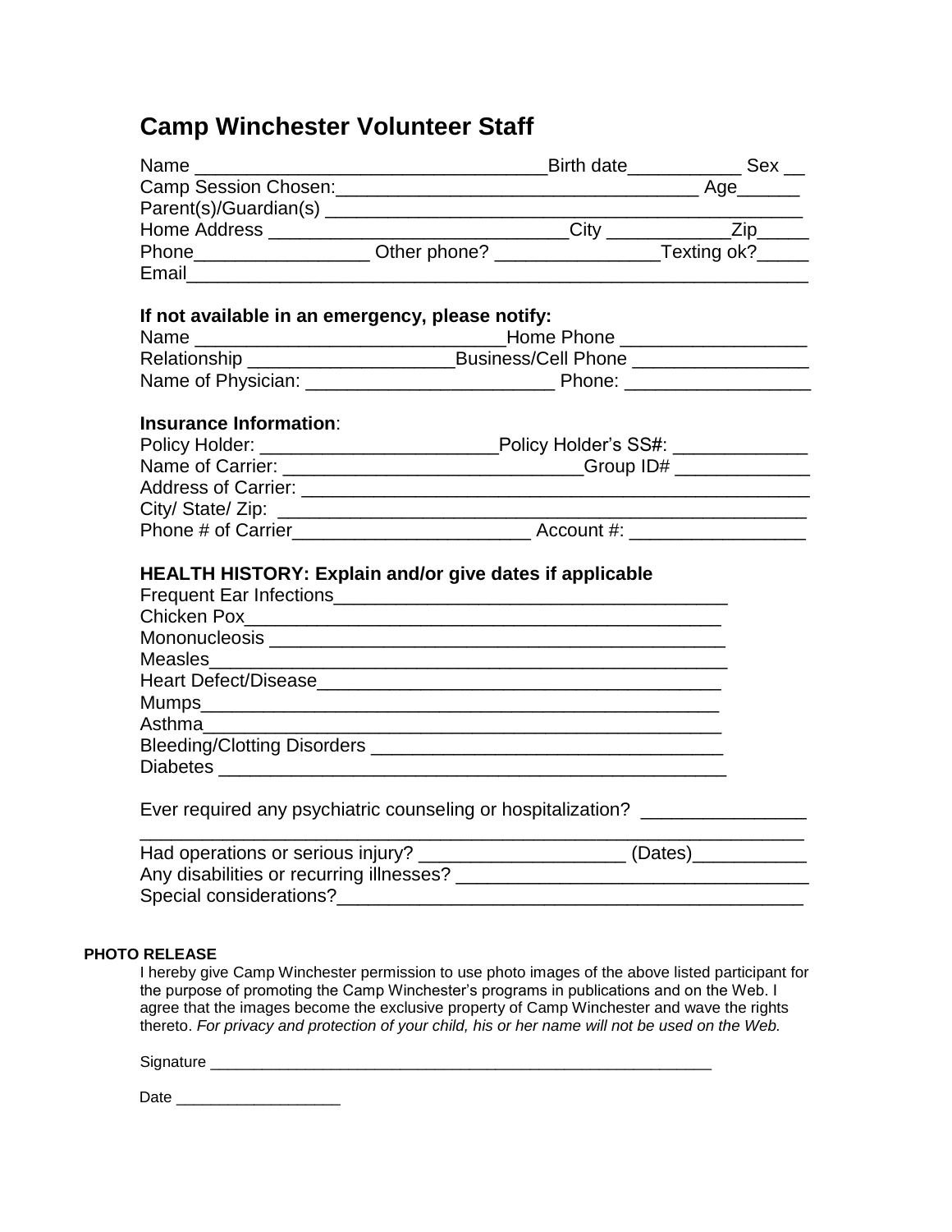# Camp Winchester Volunteer Staff

Name ___________________________________Birth date___________ Sex __
Camp Session Chosen:___________________________________ Age______
Parent(s)/Guardian(s) ____________________________________________
Home Address _____________________________City ____________Zip_____
Phone_________________ Other phone? _______________Texting ok?_____
Email___________________________________________________________

### If not available in an emergency, please notify:

Name ______________________________Home Phone __________________
Relationship ____________________Business/Cell Phone _________________
Name of Physician: ________________________ Phone: __________________

### Insurance Information:

Policy Holder: _______________________Policy Holder's SS#: _____________
Name of Carrier: _____________________________Group ID# _____________
Address of Carrier: ______________________________________________
City/ State/ Zip: _______________________________________________
Phone # of Carrier_______________________ Account #: _________________

### HEALTH HISTORY: Explain and/or give dates if applicable

Frequent Ear Infections______________________________________
Chicken Pox_____________________________________________
Mononucleosis ___________________________________________
Measles________________________________________________
Heart Defect/Disease________________________________________
Mumps_________________________________________________
Asthma_________________________________________________
Bleeding/Clotting Disorders __________________________________
Diabetes _______________________________________________

Ever required any psychiatric counseling or hospitalization? ________________
_________________________________________________________________
Had operations or serious injury? ____________________ (Dates)___________
Any disabilities or recurring illnesses? __________________________________
Special considerations?_____________________________________________

**PHOTO RELEASE**

I hereby give Camp Winchester permission to use photo images of the above listed participant for the purpose of promoting the Camp Winchester's programs in publications and on the Web. I agree that the images become the exclusive property of Camp Winchester and wave the rights thereto. *For privacy and protection of your child, his or her name will not be used on the Web.*

Signature ___________________________________________________________

Date ___________________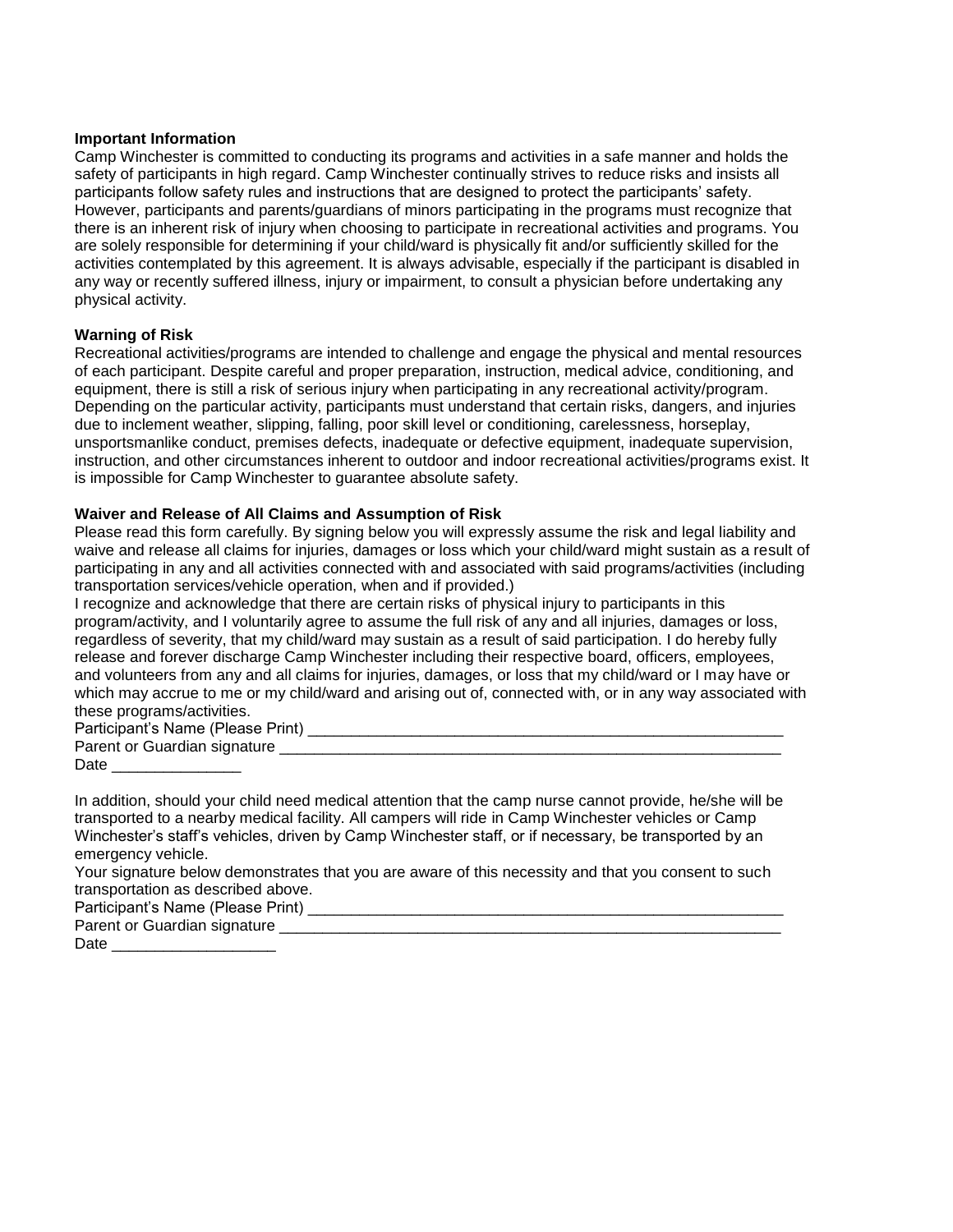**Important Information**

Camp Winchester is committed to conducting its programs and activities in a safe manner and holds the safety of participants in high regard. Camp Winchester continually strives to reduce risks and insists all participants follow safety rules and instructions that are designed to protect the participants' safety. However, participants and parents/guardians of minors participating in the programs must recognize that there is an inherent risk of injury when choosing to participate in recreational activities and programs. You are solely responsible for determining if your child/ward is physically fit and/or sufficiently skilled for the activities contemplated by this agreement. It is always advisable, especially if the participant is disabled in any way or recently suffered illness, injury or impairment, to consult a physician before undertaking any physical activity.

**Warning of Risk**

Recreational activities/programs are intended to challenge and engage the physical and mental resources of each participant. Despite careful and proper preparation, instruction, medical advice, conditioning, and equipment, there is still a risk of serious injury when participating in any recreational activity/program. Depending on the particular activity, participants must understand that certain risks, dangers, and injuries due to inclement weather, slipping, falling, poor skill level or conditioning, carelessness, horseplay, unsportsmanlike conduct, premises defects, inadequate or defective equipment, inadequate supervision, instruction, and other circumstances inherent to outdoor and indoor recreational activities/programs exist. It is impossible for Camp Winchester to guarantee absolute safety.

**Waiver and Release of All Claims and Assumption of Risk**

Please read this form carefully. By signing below you will expressly assume the risk and legal liability and waive and release all claims for injuries, damages or loss which your child/ward might sustain as a result of participating in any and all activities connected with and associated with said programs/activities (including transportation services/vehicle operation, when and if provided.)

I recognize and acknowledge that there are certain risks of physical injury to participants in this program/activity, and I voluntarily agree to assume the full risk of any and all injuries, damages or loss, regardless of severity, that my child/ward may sustain as a result of said participation. I do hereby fully release and forever discharge Camp Winchester including their respective board, officers, employees, and volunteers from any and all claims for injuries, damages, or loss that my child/ward or I may have or which may accrue to me or my child/ward and arising out of, connected with, or in any way associated with these programs/activities.

Participant's Name (Please Print) ________________________________________________________

Parent or Guardian signature ____________________________________________________________

Date _______________

In addition, should your child need medical attention that the camp nurse cannot provide, he/she will be transported to a nearby medical facility. All campers will ride in Camp Winchester vehicles or Camp Winchester's staff's vehicles, driven by Camp Winchester staff, or if necessary, be transported by an emergency vehicle.

Your signature below demonstrates that you are aware of this necessity and that you consent to such transportation as described above.

Participant's Name (Please Print) ________________________________________________________

Parent or Guardian signature ____________________________________________________________

Date ___________________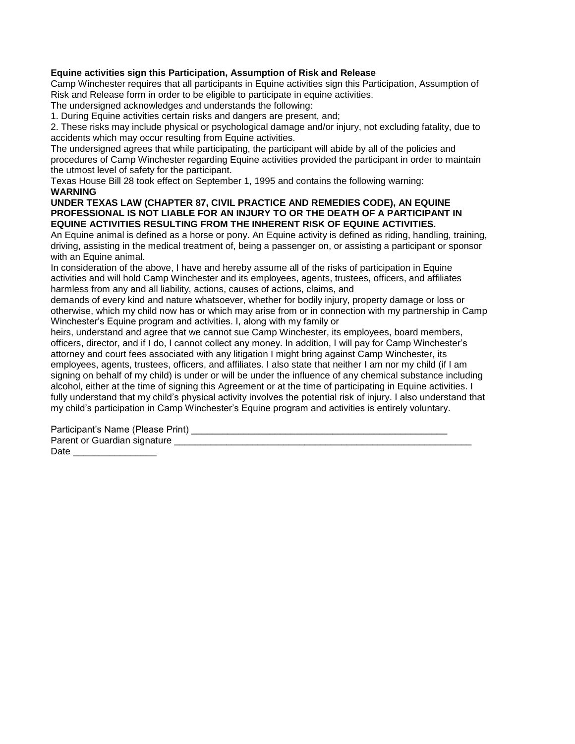**Equine activities sign this Participation, Assumption of Risk and Release**

Camp Winchester requires that all participants in Equine activities sign this Participation, Assumption of Risk and Release form in order to be eligible to participate in equine activities.

The undersigned acknowledges and understands the following:

1. During Equine activities certain risks and dangers are present, and;
2. These risks may include physical or psychological damage and/or injury, not excluding fatality, due to accidents which may occur resulting from Equine activities.

The undersigned agrees that while participating, the participant will abide by all of the policies and procedures of Camp Winchester regarding Equine activities provided the participant in order to maintain the utmost level of safety for the participant.

Texas House Bill 28 took effect on September 1, 1995 and contains the following warning:

**WARNING**

**UNDER TEXAS LAW (CHAPTER 87, CIVIL PRACTICE AND REMEDIES CODE), AN EQUINE PROFESSIONAL IS NOT LIABLE FOR AN INJURY TO OR THE DEATH OF A PARTICIPANT IN EQUINE ACTIVITIES RESULTING FROM THE INHERENT RISK OF EQUINE ACTIVITIES.**

An Equine animal is defined as a horse or pony. An Equine activity is defined as riding, handling, training, driving, assisting in the medical treatment of, being a passenger on, or assisting a participant or sponsor with an Equine animal.

In consideration of the above, I have and hereby assume all of the risks of participation in Equine activities and will hold Camp Winchester and its employees, agents, trustees, officers, and affiliates harmless from any and all liability, actions, causes of actions, claims, and demands of every kind and nature whatsoever, whether for bodily injury, property damage or loss or otherwise, which my child now has or which may arise from or in connection with my partnership in Camp Winchester's Equine program and activities. I, along with my family or heirs, understand and agree that we cannot sue Camp Winchester, its employees, board members, officers, director, and if I do, I cannot collect any money. In addition, I will pay for Camp Winchester's attorney and court fees associated with any litigation I might bring against Camp Winchester, its employees, agents, trustees, officers, and affiliates. I also state that neither I am nor my child (if I am signing on behalf of my child) is under or will be under the influence of any chemical substance including alcohol, either at the time of signing this Agreement or at the time of participating in Equine activities. I fully understand that my child's physical activity involves the potential risk of injury. I also understand that my child's participation in Camp Winchester's Equine program and activities is entirely voluntary.

Participant's Name (Please Print) ______________________________________________

Parent or Guardian signature ______________________________________________________

Date _______________